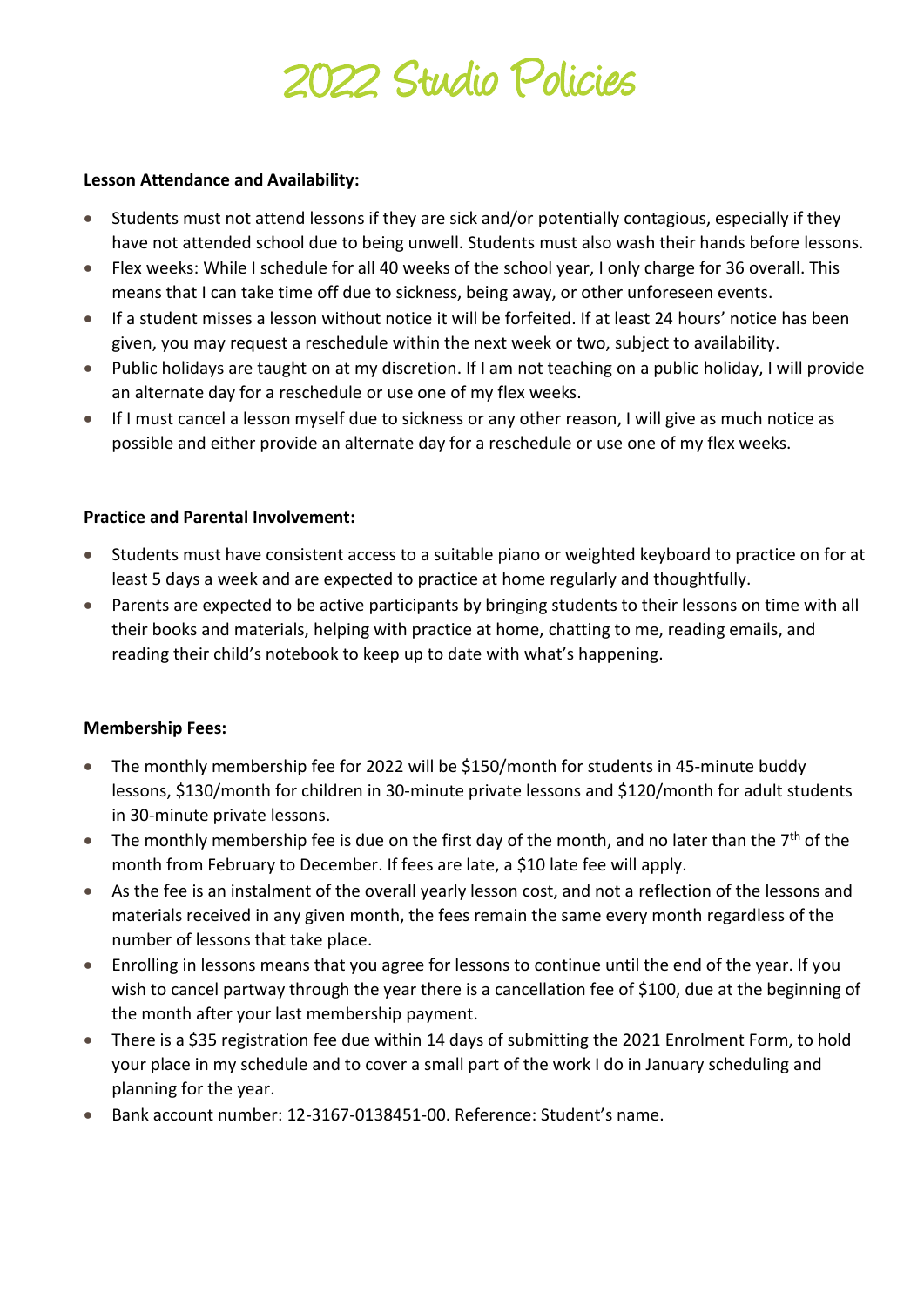# 2022 Studio Policies

**Lesson Attendance and Availability:**

- Students must not attend lessons if they are sick and/or potentially contagious, especially if they have not attended school due to being unwell. Students must also wash their hands before lessons.
- Flex weeks: While I schedule for all 40 weeks of the school year, I only charge for 36 overall. This means that I can take time off due to sickness, being away, or other unforeseen events.
- If a student misses a lesson without notice it will be forfeited. If at least 24 hours' notice has been given, you may request a reschedule within the next week or two, subject to availability.
- Public holidays are taught on at my discretion. If I am not teaching on a public holiday, I will provide an alternate day for a reschedule or use one of my flex weeks.
- If I must cancel a lesson myself due to sickness or any other reason, I will give as much notice as possible and either provide an alternate day for a reschedule or use one of my flex weeks.

**Practice and Parental Involvement:**

- Students must have consistent access to a suitable piano or weighted keyboard to practice on for at least 5 days a week and are expected to practice at home regularly and thoughtfully.
- Parents are expected to be active participants by bringing students to their lessons on time with all their books and materials, helping with practice at home, chatting to me, reading emails, and reading their child's notebook to keep up to date with what's happening.

**Membership Fees:**

- The monthly membership fee for 2022 will be $150/month for students in 45-minute buddy lessons, $130/month for children in 30-minute private lessons and $120/month for adult students in 30-minute private lessons.
- The monthly membership fee is due on the first day of the month, and no later than the 7th of the month from February to December. If fees are late, a $10 late fee will apply.
- As the fee is an instalment of the overall yearly lesson cost, and not a reflection of the lessons and materials received in any given month, the fees remain the same every month regardless of the number of lessons that take place.
- Enrolling in lessons means that you agree for lessons to continue until the end of the year. If you wish to cancel partway through the year there is a cancellation fee of $100, due at the beginning of the month after your last membership payment.
- There is a $35 registration fee due within 14 days of submitting the 2021 Enrolment Form, to hold your place in my schedule and to cover a small part of the work I do in January scheduling and planning for the year.
- Bank account number: 12-3167-0138451-00. Reference: Student's name.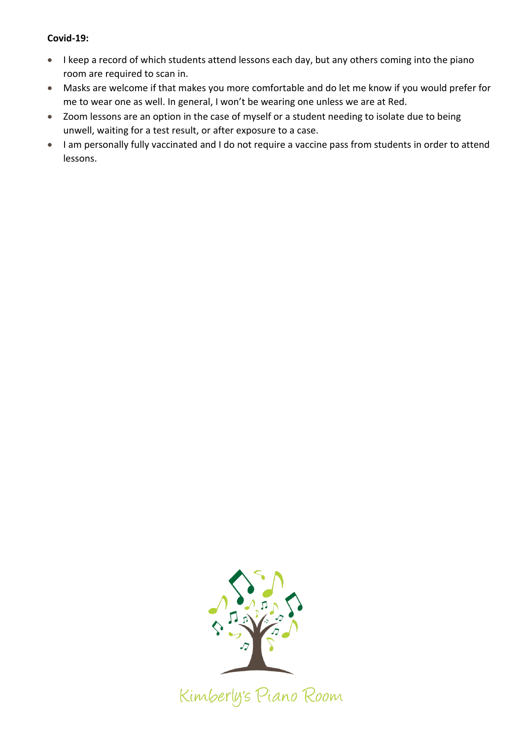**Covid-19:**

- I keep a record of which students attend lessons each day, but any others coming into the piano room are required to scan in.
- Masks are welcome if that makes you more comfortable and do let me know if you would prefer for me to wear one as well. In general, I won't be wearing one unless we are at Red.
- Zoom lessons are an option in the case of myself or a student needing to isolate due to being unwell, waiting for a test result, or after exposure to a case.
- I am personally fully vaccinated and I do not require a vaccine pass from students in order to attend lessons.

Kimberly's Piano Room